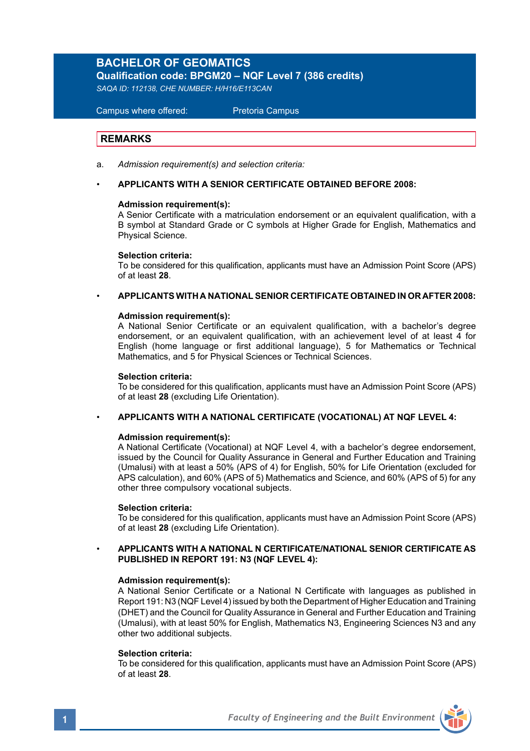# BACHELOR OF GEOMATICS

**Qualification code: BPGM20 – NQF Level 7 (386 credits)**

*SAQA ID: 112138, CHE NUMBER: H/H16/E113CAN*

Campus where offered: Pretoria Campus

## REMARKS

a. *Admission requirement(s) and selection criteria:*

- **APPLICANTS WITH A SENIOR CERTIFICATE OBTAINED BEFORE 2008:**

  **Admission requirement(s):**
  A Senior Certificate with a matriculation endorsement or an equivalent qualification, with a B symbol at Standard Grade or C symbols at Higher Grade for English, Mathematics and Physical Science.

  **Selection criteria:**
  To be considered for this qualification, applicants must have an Admission Point Score (APS) of at least **28**.

- **APPLICANTS WITH A NATIONAL SENIOR CERTIFICATE OBTAINED IN OR AFTER 2008:**

  **Admission requirement(s):**
  A National Senior Certificate or an equivalent qualification, with a bachelor's degree endorsement, or an equivalent qualification, with an achievement level of at least 4 for English (home language or first additional language), 5 for Mathematics or Technical Mathematics, and 5 for Physical Sciences or Technical Sciences.

  **Selection criteria:**
  To be considered for this qualification, applicants must have an Admission Point Score (APS) of at least **28** (excluding Life Orientation).

- **APPLICANTS WITH A NATIONAL CERTIFICATE (VOCATIONAL) AT NQF LEVEL 4:**

  **Admission requirement(s):**
  A National Certificate (Vocational) at NQF Level 4, with a bachelor's degree endorsement, issued by the Council for Quality Assurance in General and Further Education and Training (Umalusi) with at least a 50% (APS of 4) for English, 50% for Life Orientation (excluded for APS calculation), and 60% (APS of 5) Mathematics and Science, and 60% (APS of 5) for any other three compulsory vocational subjects.

  **Selection criteria:**
  To be considered for this qualification, applicants must have an Admission Point Score (APS) of at least **28** (excluding Life Orientation).

- **APPLICANTS WITH A NATIONAL N CERTIFICATE/NATIONAL SENIOR CERTIFICATE AS PUBLISHED IN REPORT 191: N3 (NQF LEVEL 4):**

  **Admission requirement(s):**
  A National Senior Certificate or a National N Certificate with languages as published in Report 191: N3 (NQF Level 4) issued by both the Department of Higher Education and Training (DHET) and the Council for Quality Assurance in General and Further Education and Training (Umalusi), with at least 50% for English, Mathematics N3, Engineering Sciences N3 and any other two additional subjects.

  **Selection criteria:**
  To be considered for this qualification, applicants must have an Admission Point Score (APS) of at least **28**.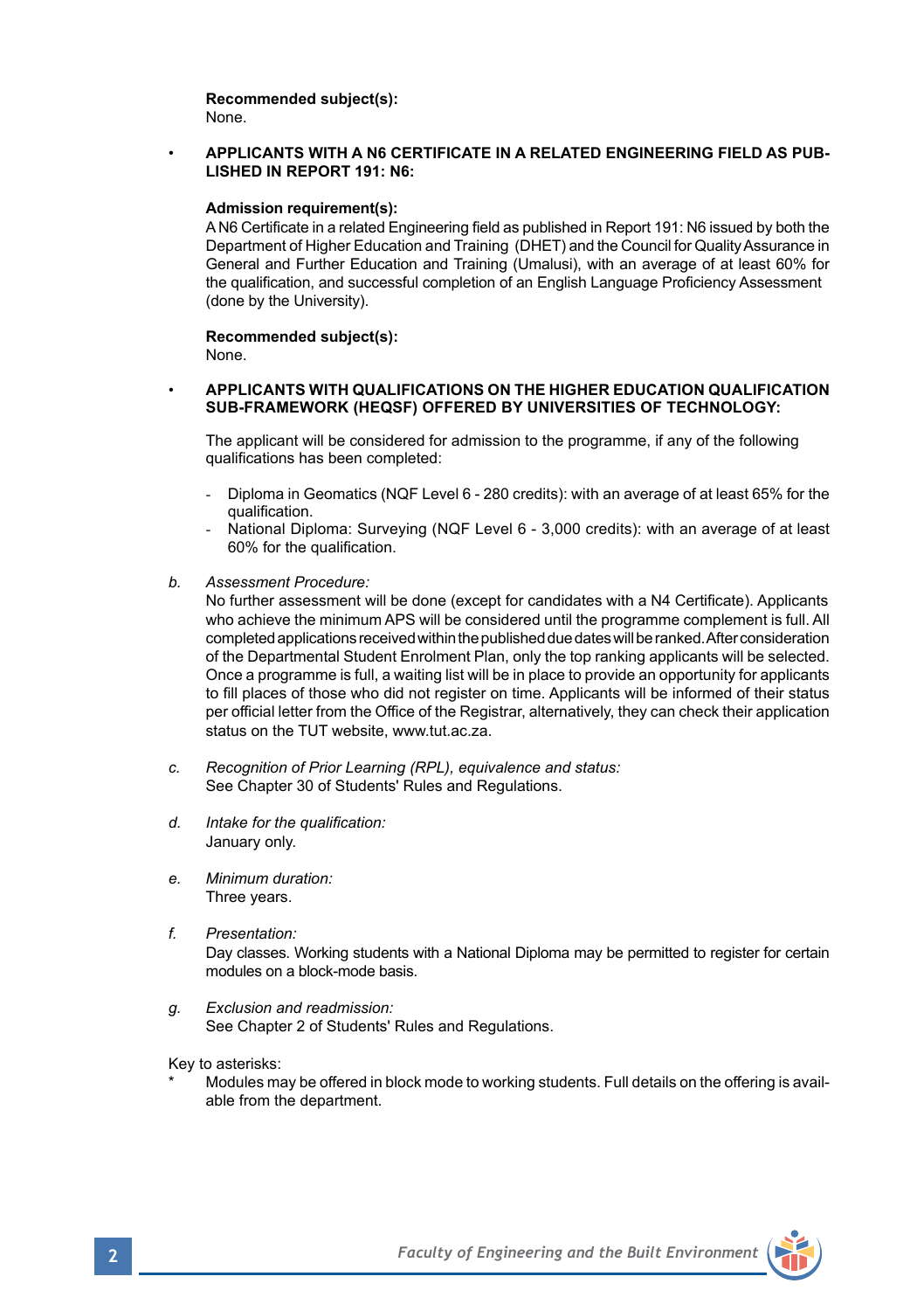**Recommended subject(s):**
None.

- **APPLICANTS WITH A N6 CERTIFICATE IN A RELATED ENGINEERING FIELD AS PUBLISHED IN REPORT 191: N6:**

  **Admission requirement(s):**
  A N6 Certificate in a related Engineering field as published in Report 191: N6 issued by both the Department of Higher Education and Training (DHET) and the Council for Quality Assurance in General and Further Education and Training (Umalusi), with an average of at least 60% for the qualification, and successful completion of an English Language Proficiency Assessment (done by the University).

  **Recommended subject(s):**
  None.

- **APPLICANTS WITH QUALIFICATIONS ON THE HIGHER EDUCATION QUALIFICATION SUB-FRAMEWORK (HEQSF) OFFERED BY UNIVERSITIES OF TECHNOLOGY:**

  The applicant will be considered for admission to the programme, if any of the following qualifications has been completed:

  - Diploma in Geomatics (NQF Level 6 - 280 credits): with an average of at least 65% for the qualification.
  - National Diploma: Surveying (NQF Level 6 - 3,000 credits): with an average of at least 60% for the qualification.

b. *Assessment Procedure:*
No further assessment will be done (except for candidates with a N4 Certificate). Applicants who achieve the minimum APS will be considered until the programme complement is full. All completed applications received within the published due dates will be ranked. After consideration of the Departmental Student Enrolment Plan, only the top ranking applicants will be selected. Once a programme is full, a waiting list will be in place to provide an opportunity for applicants to fill places of those who did not register on time. Applicants will be informed of their status per official letter from the Office of the Registrar, alternatively, they can check their application status on the TUT website, www.tut.ac.za.

c. *Recognition of Prior Learning (RPL), equivalence and status:*
See Chapter 30 of Students' Rules and Regulations.

d. *Intake for the qualification:*
January only.

e. *Minimum duration:*
Three years.

f. *Presentation:*
Day classes. Working students with a National Diploma may be permitted to register for certain modules on a block-mode basis.

g. *Exclusion and readmission:*
See Chapter 2 of Students' Rules and Regulations.

Key to asterisks:
\* Modules may be offered in block mode to working students. Full details on the offering is available from the department.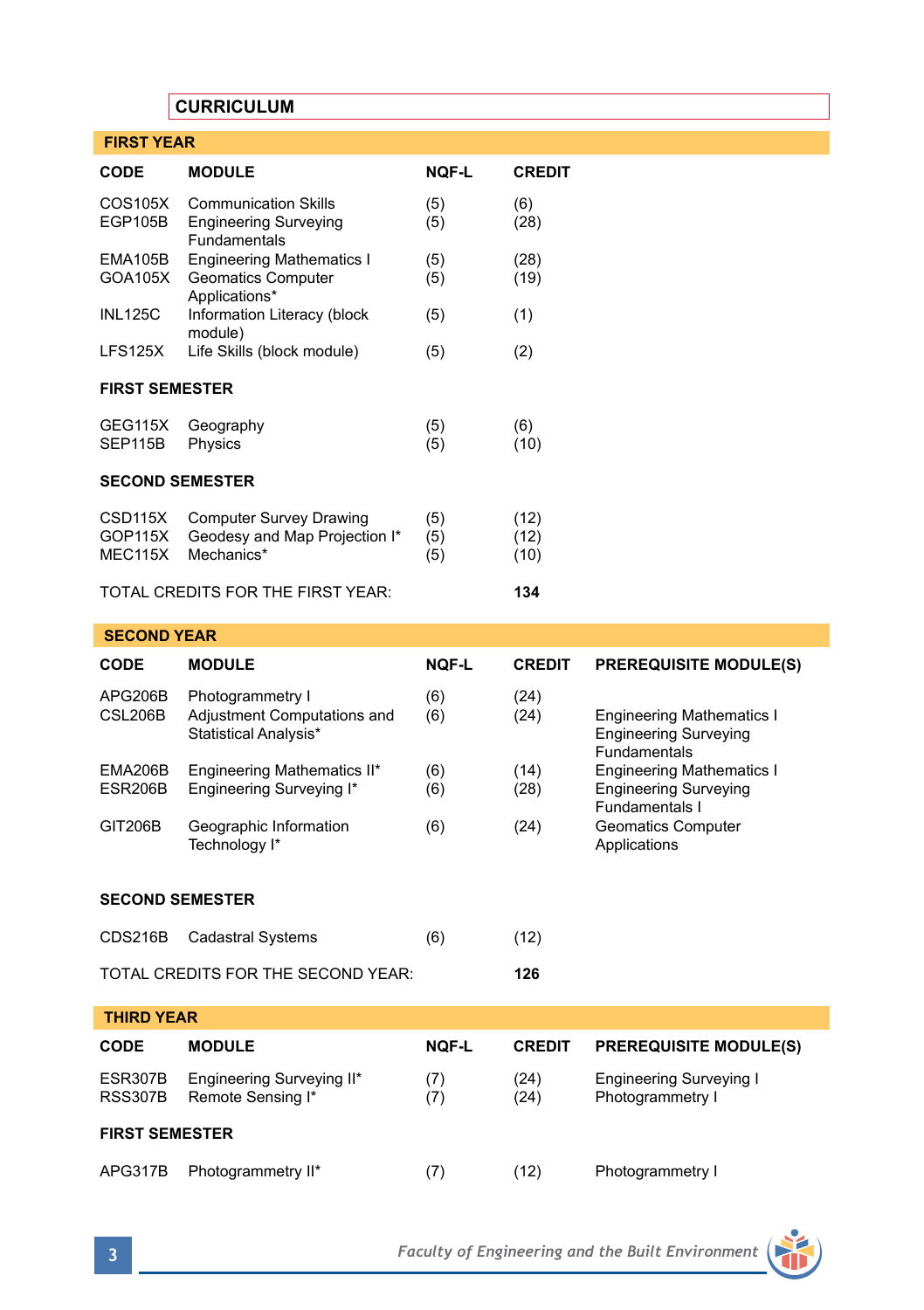## CURRICULUM

### FIRST YEAR

| CODE | MODULE | NQF-L | CREDIT |
|---|---|---|---|
| COS105X | Communication Skills | (5) | (6) |
| EGP105B | Engineering Surveying Fundamentals | (5) | (28) |
| EMA105B | Engineering Mathematics I | (5) | (28) |
| GOA105X | Geomatics Computer Applications* | (5) | (19) |
| INL125C | Information Literacy (block module) | (5) | (1) |
| LFS125X | Life Skills (block module) | (5) | (2) |
| **FIRST SEMESTER** | | | |
| GEG115X | Geography | (5) | (6) |
| SEP115B | Physics | (5) | (10) |
| **SECOND SEMESTER** | | | |
| CSD115X | Computer Survey Drawing | (5) | (12) |
| GOP115X | Geodesy and Map Projection I* | (5) | (12) |
| MEC115X | Mechanics* | (5) | (10) |

TOTAL CREDITS FOR THE FIRST YEAR: **134**

### SECOND YEAR

| CODE | MODULE | NQF-L | CREDIT | PREREQUISITE MODULE(S) |
|---|---|---|---|---|
| APG206B | Photogrammetry I | (6) | (24) | |
| CSL206B | Adjustment Computations and Statistical Analysis* | (6) | (24) | Engineering Mathematics I<br>Engineering Surveying Fundamentals |
| EMA206B | Engineering Mathematics II* | (6) | (14) | Engineering Mathematics I |
| ESR206B | Engineering Surveying I* | (6) | (28) | Engineering Surveying Fundamentals I |
| GIT206B | Geographic Information Technology I* | (6) | (24) | Geomatics Computer Applications |
| **SECOND SEMESTER** | | | | |
| CDS216B | Cadastral Systems | (6) | (12) | |

TOTAL CREDITS FOR THE SECOND YEAR: **126**

### THIRD YEAR

| CODE | MODULE | NQF-L | CREDIT | PREREQUISITE MODULE(S) |
|---|---|---|---|---|
| ESR307B | Engineering Surveying II* | (7) | (24) | Engineering Surveying I |
| RSS307B | Remote Sensing I* | (7) | (24) | Photogrammetry I |
| **FIRST SEMESTER** | | | | |
| APG317B | Photogrammetry II* | (7) | (12) | Photogrammetry I |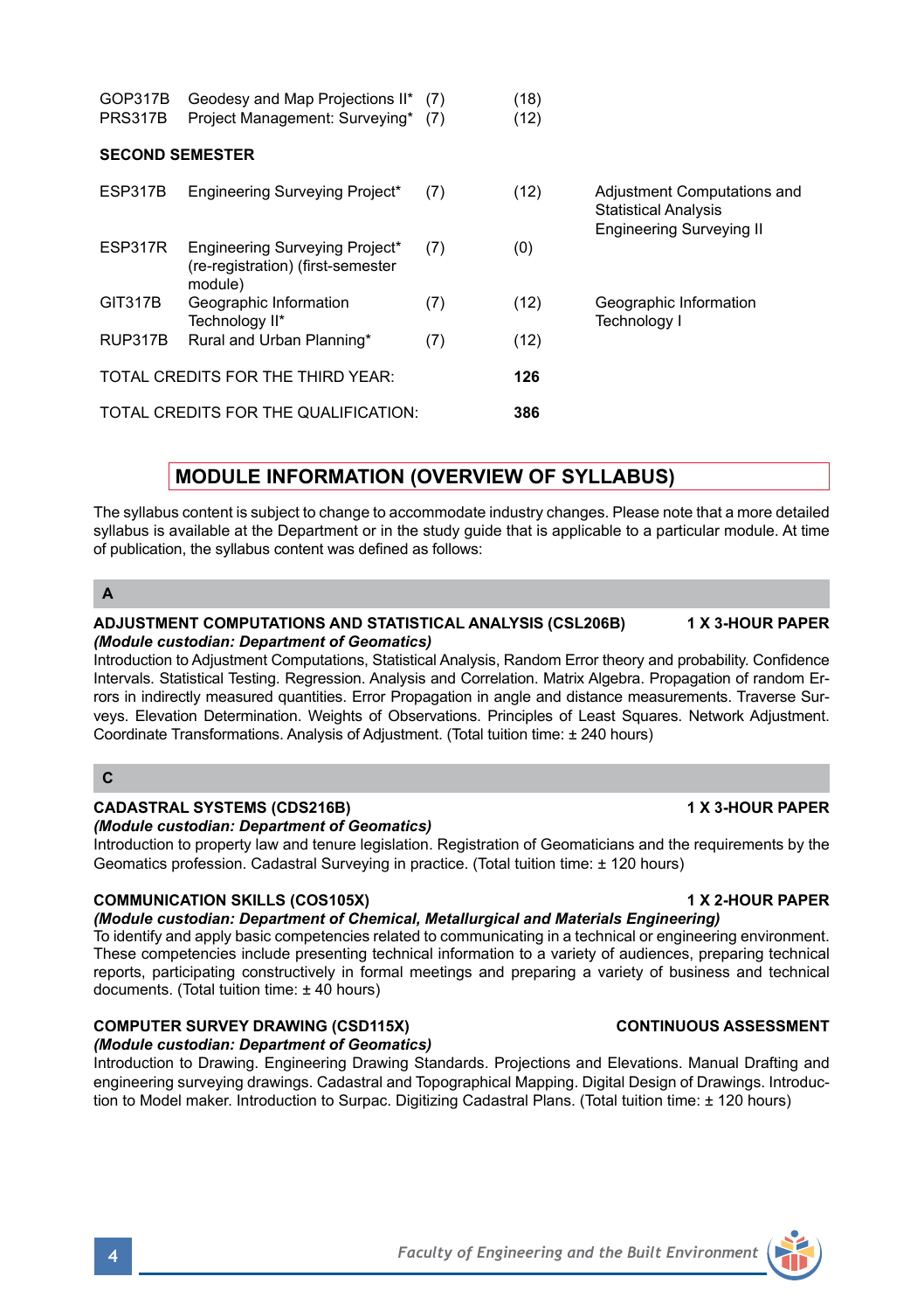| | | | | |
|---|---|---|---|---|
| GOP317B | Geodesy and Map Projections II* | (7) | (18) | |
| PRS317B | Project Management: Surveying* | (7) | (12) | |
| **SECOND SEMESTER** | | | | |
| ESP317B | Engineering Surveying Project* | (7) | (12) | Adjustment Computations and Statistical Analysis Engineering Surveying II |
| ESP317R | Engineering Surveying Project* (re-registration) (first-semester module) | (7) | (0) | |
| GIT317B | Geographic Information Technology II* | (7) | (12) | Geographic Information Technology I |
| RUP317B | Rural and Urban Planning* | (7) | (12) | |
| TOTAL CREDITS FOR THE THIRD YEAR: | | | **126** | |
| TOTAL CREDITS FOR THE QUALIFICATION: | | | **386** | |

## MODULE INFORMATION (OVERVIEW OF SYLLABUS)

The syllabus content is subject to change to accommodate industry changes. Please note that a more detailed syllabus is available at the Department or in the study guide that is applicable to a particular module. At time of publication, the syllabus content was defined as follows:

### A

**ADJUSTMENT COMPUTATIONS AND STATISTICAL ANALYSIS (CSL206B) — 1 X 3-HOUR PAPER**
***(Module custodian: Department of Geomatics)***
Introduction to Adjustment Computations, Statistical Analysis, Random Error theory and probability. Confidence Intervals. Statistical Testing. Regression. Analysis and Correlation. Matrix Algebra. Propagation of random Errors in indirectly measured quantities. Error Propagation in angle and distance measurements. Traverse Surveys. Elevation Determination. Weights of Observations. Principles of Least Squares. Network Adjustment. Coordinate Transformations. Analysis of Adjustment. (Total tuition time: ± 240 hours)

### C

**CADASTRAL SYSTEMS (CDS216B) — 1 X 3-HOUR PAPER**
***(Module custodian: Department of Geomatics)***
Introduction to property law and tenure legislation. Registration of Geomaticians and the requirements by the Geomatics profession. Cadastral Surveying in practice. (Total tuition time: ± 120 hours)

**COMMUNICATION SKILLS (COS105X) — 1 X 2-HOUR PAPER**
***(Module custodian: Department of Chemical, Metallurgical and Materials Engineering)***
To identify and apply basic competencies related to communicating in a technical or engineering environment. These competencies include presenting technical information to a variety of audiences, preparing technical reports, participating constructively in formal meetings and preparing a variety of business and technical documents. (Total tuition time: ± 40 hours)

**COMPUTER SURVEY DRAWING (CSD115X) — CONTINUOUS ASSESSMENT**
***(Module custodian: Department of Geomatics)***
Introduction to Drawing. Engineering Drawing Standards. Projections and Elevations. Manual Drafting and engineering surveying drawings. Cadastral and Topographical Mapping. Digital Design of Drawings. Introduction to Model maker. Introduction to Surpac. Digitizing Cadastral Plans. (Total tuition time: ± 120 hours)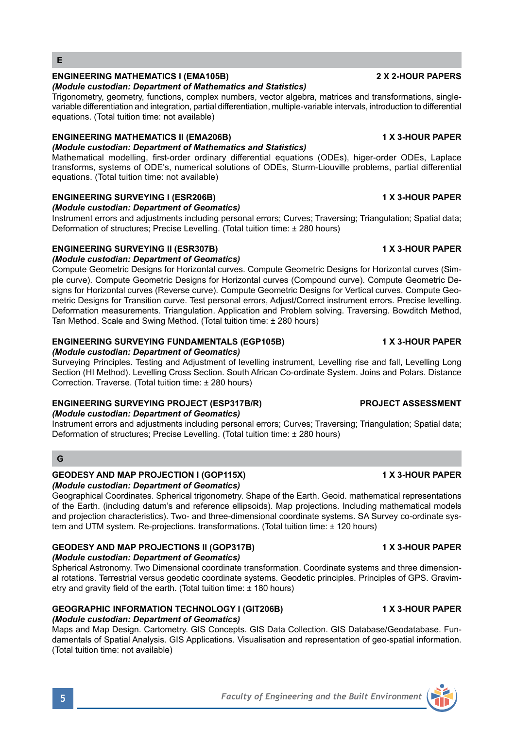## E

### ENGINEERING MATHEMATICS I (EMA105B) — 2 X 2-HOUR PAPERS

***(Module custodian: Department of Mathematics and Statistics)***

Trigonometry, geometry, functions, complex numbers, vector algebra, matrices and transformations, single-variable differentiation and integration, partial differentiation, multiple-variable intervals, introduction to differential equations. (Total tuition time: not available)

### ENGINEERING MATHEMATICS II (EMA206B) — 1 X 3-HOUR PAPER

***(Module custodian: Department of Mathematics and Statistics)***

Mathematical modelling, first-order ordinary differential equations (ODEs), higer-order ODEs, Laplace transforms, systems of ODE's, numerical solutions of ODEs, Sturm-Liouville problems, partial differential equations. (Total tuition time: not available)

### ENGINEERING SURVEYING I (ESR206B) — 1 X 3-HOUR PAPER

***(Module custodian: Department of Geomatics)***

Instrument errors and adjustments including personal errors; Curves; Traversing; Triangulation; Spatial data; Deformation of structures; Precise Levelling. (Total tuition time: ± 280 hours)

### ENGINEERING SURVEYING II (ESR307B) — 1 X 3-HOUR PAPER

***(Module custodian: Department of Geomatics)***

Compute Geometric Designs for Horizontal curves. Compute Geometric Designs for Horizontal curves (Simple curve). Compute Geometric Designs for Horizontal curves (Compound curve). Compute Geometric Designs for Horizontal curves (Reverse curve). Compute Geometric Designs for Vertical curves. Compute Geometric Designs for Transition curve. Test personal errors, Adjust/Correct instrument errors. Precise levelling. Deformation measurements. Triangulation. Application and Problem solving. Traversing. Bowditch Method, Tan Method. Scale and Swing Method. (Total tuition time: ± 280 hours)

### ENGINEERING SURVEYING FUNDAMENTALS (EGP105B) — 1 X 3-HOUR PAPER

***(Module custodian: Department of Geomatics)***

Surveying Principles. Testing and Adjustment of levelling instrument, Levelling rise and fall, Levelling Long Section (HI Method). Levelling Cross Section. South African Co-ordinate System. Joins and Polars. Distance Correction. Traverse. (Total tuition time: ± 280 hours)

### ENGINEERING SURVEYING PROJECT (ESP317B/R) — PROJECT ASSESSMENT

***(Module custodian: Department of Geomatics)***

Instrument errors and adjustments including personal errors; Curves; Traversing; Triangulation; Spatial data; Deformation of structures; Precise Levelling. (Total tuition time: ± 280 hours)

## G

### GEODESY AND MAP PROJECTION I (GOP115X) — 1 X 3-HOUR PAPER

***(Module custodian: Department of Geomatics)***

Geographical Coordinates. Spherical trigonometry. Shape of the Earth. Geoid. mathematical representations of the Earth. (including datum's and reference ellipsoids). Map projections. Including mathematical models and projection characteristics). Two- and three-dimensional coordinate systems. SA Survey co-ordinate system and UTM system. Re-projections. transformations. (Total tuition time: ± 120 hours)

### GEODESY AND MAP PROJECTIONS II (GOP317B) — 1 X 3-HOUR PAPER

***(Module custodian: Department of Geomatics)***

Spherical Astronomy. Two Dimensional coordinate transformation. Coordinate systems and three dimensional rotations. Terrestrial versus geodetic coordinate systems. Geodetic principles. Principles of GPS. Gravimetry and gravity field of the earth. (Total tuition time: ± 180 hours)

### GEOGRAPHIC INFORMATION TECHNOLOGY I (GIT206B) — 1 X 3-HOUR PAPER

***(Module custodian: Department of Geomatics)***

Maps and Map Design. Cartometry. GIS Concepts. GIS Data Collection. GIS Database/Geodatabase. Fundamentals of Spatial Analysis. GIS Applications. Visualisation and representation of geo-spatial information. (Total tuition time: not available)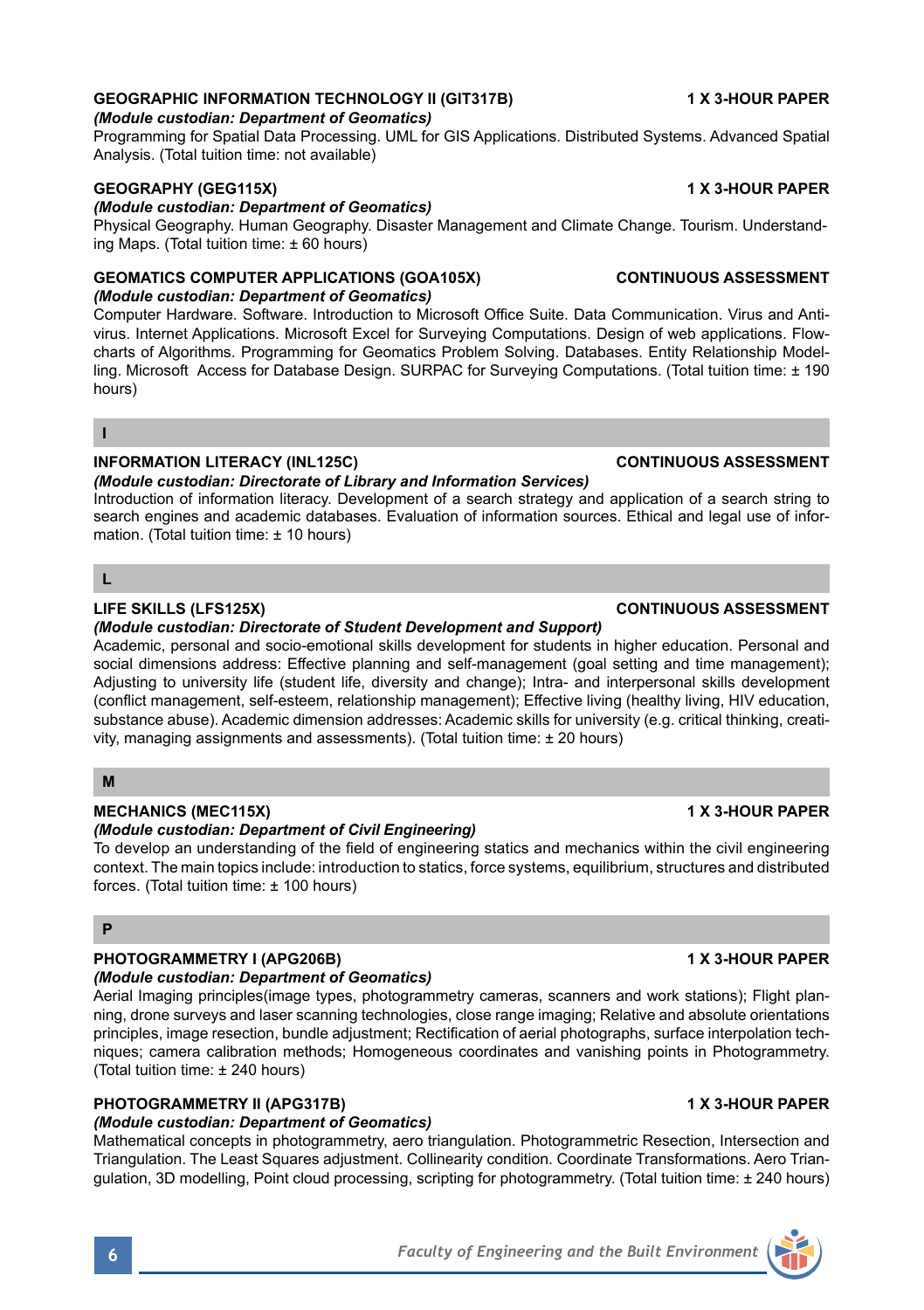**GEOGRAPHIC INFORMATION TECHNOLOGY II (GIT317B)** **1 X 3-HOUR PAPER**
*(Module custodian: Department of Geomatics)*
Programming for Spatial Data Processing. UML for GIS Applications. Distributed Systems. Advanced Spatial Analysis. (Total tuition time: not available)

**GEOGRAPHY (GEG115X)** **1 X 3-HOUR PAPER**
*(Module custodian: Department of Geomatics)*
Physical Geography. Human Geography. Disaster Management and Climate Change. Tourism. Understanding Maps. (Total tuition time: ± 60 hours)

**GEOMATICS COMPUTER APPLICATIONS (GOA105X)** **CONTINUOUS ASSESSMENT**
*(Module custodian: Department of Geomatics)*
Computer Hardware. Software. Introduction to Microsoft Office Suite. Data Communication. Virus and Antivirus. Internet Applications. Microsoft Excel for Surveying Computations. Design of web applications. Flowcharts of Algorithms. Programming for Geomatics Problem Solving. Databases. Entity Relationship Modelling. Microsoft Access for Database Design. SURPAC for Surveying Computations. (Total tuition time: ± 190 hours)

## I

**INFORMATION LITERACY (INL125C)** **CONTINUOUS ASSESSMENT**
*(Module custodian: Directorate of Library and Information Services)*
Introduction of information literacy. Development of a search strategy and application of a search string to search engines and academic databases. Evaluation of information sources. Ethical and legal use of information. (Total tuition time: ± 10 hours)

## L

**LIFE SKILLS (LFS125X)** **CONTINUOUS ASSESSMENT**
*(Module custodian: Directorate of Student Development and Support)*
Academic, personal and socio-emotional skills development for students in higher education. Personal and social dimensions address: Effective planning and self-management (goal setting and time management); Adjusting to university life (student life, diversity and change); Intra- and interpersonal skills development (conflict management, self-esteem, relationship management); Effective living (healthy living, HIV education, substance abuse). Academic dimension addresses: Academic skills for university (e.g. critical thinking, creativity, managing assignments and assessments). (Total tuition time: ± 20 hours)

## M

**MECHANICS (MEC115X)** **1 X 3-HOUR PAPER**
*(Module custodian: Department of Civil Engineering)*
To develop an understanding of the field of engineering statics and mechanics within the civil engineering context. The main topics include: introduction to statics, force systems, equilibrium, structures and distributed forces. (Total tuition time: ± 100 hours)

## P

**PHOTOGRAMMETRY I (APG206B)** **1 X 3-HOUR PAPER**
*(Module custodian: Department of Geomatics)*
Aerial Imaging principles(image types, photogrammetry cameras, scanners and work stations); Flight planning, drone surveys and laser scanning technologies, close range imaging; Relative and absolute orientations principles, image resection, bundle adjustment; Rectification of aerial photographs, surface interpolation techniques; camera calibration methods; Homogeneous coordinates and vanishing points in Photogrammetry. (Total tuition time: ± 240 hours)

**PHOTOGRAMMETRY II (APG317B)** **1 X 3-HOUR PAPER**
*(Module custodian: Department of Geomatics)*
Mathematical concepts in photogrammetry, aero triangulation. Photogrammetric Resection, Intersection and Triangulation. The Least Squares adjustment. Collinearity condition. Coordinate Transformations. Aero Triangulation, 3D modelling, Point cloud processing, scripting for photogrammetry. (Total tuition time: ± 240 hours)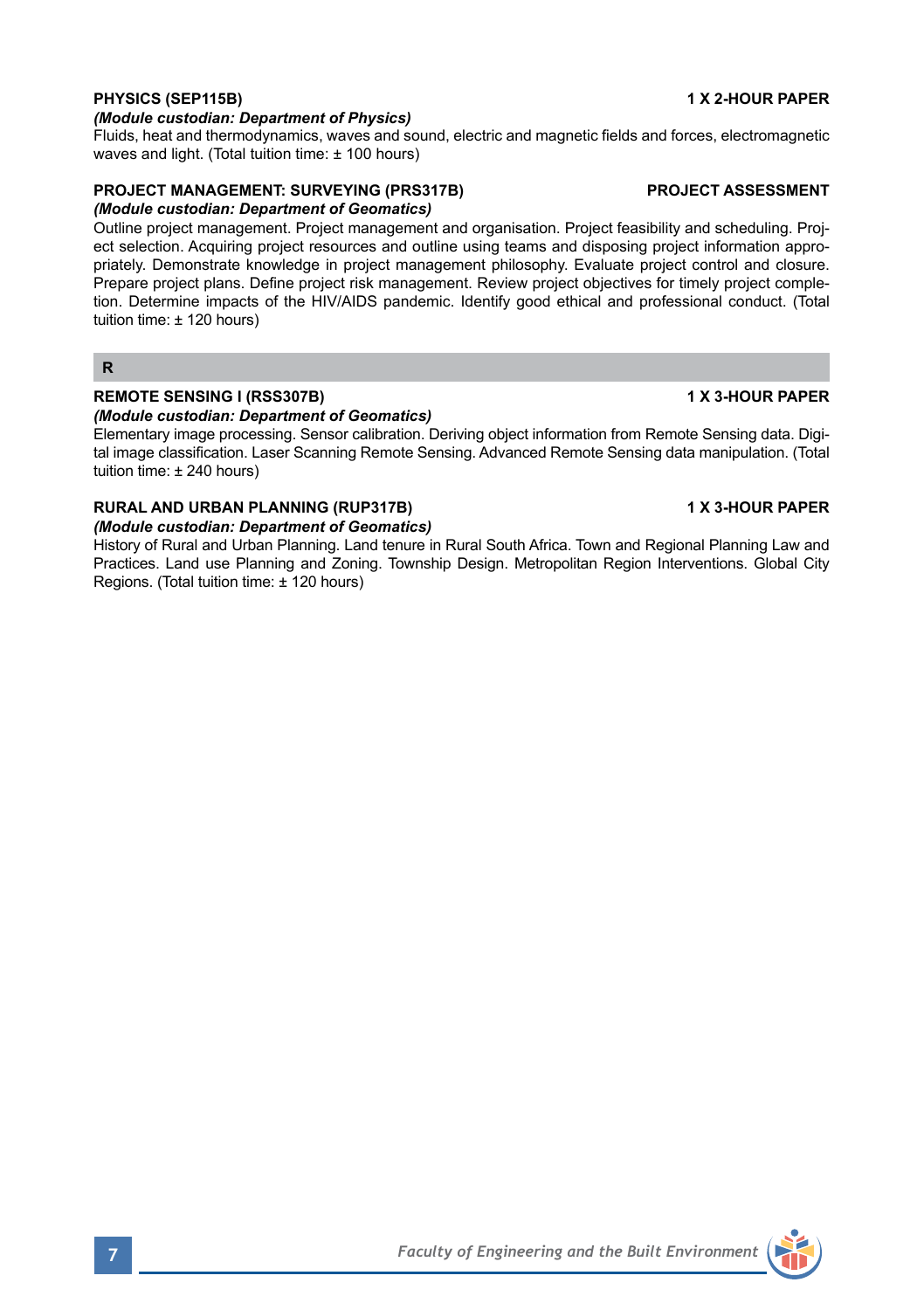**PHYSICS (SEP115B)** **1 X 2-HOUR PAPER**

***(Module custodian: Department of Physics)***

Fluids, heat and thermodynamics, waves and sound, electric and magnetic fields and forces, electromagnetic waves and light. (Total tuition time: ± 100 hours)

**PROJECT MANAGEMENT: SURVEYING (PRS317B)** **PROJECT ASSESSMENT**

***(Module custodian: Department of Geomatics)***

Outline project management. Project management and organisation. Project feasibility and scheduling. Project selection. Acquiring project resources and outline using teams and disposing project information appropriately. Demonstrate knowledge in project management philosophy. Evaluate project control and closure. Prepare project plans. Define project risk management. Review project objectives for timely project completion. Determine impacts of the HIV/AIDS pandemic. Identify good ethical and professional conduct. (Total tuition time: ± 120 hours)

## R

**REMOTE SENSING I (RSS307B)** **1 X 3-HOUR PAPER**

***(Module custodian: Department of Geomatics)***

Elementary image processing. Sensor calibration. Deriving object information from Remote Sensing data. Digital image classification. Laser Scanning Remote Sensing. Advanced Remote Sensing data manipulation. (Total tuition time: ± 240 hours)

**RURAL AND URBAN PLANNING (RUP317B)** **1 X 3-HOUR PAPER**

***(Module custodian: Department of Geomatics)***

History of Rural and Urban Planning. Land tenure in Rural South Africa. Town and Regional Planning Law and Practices. Land use Planning and Zoning. Township Design. Metropolitan Region Interventions. Global City Regions. (Total tuition time: ± 120 hours)